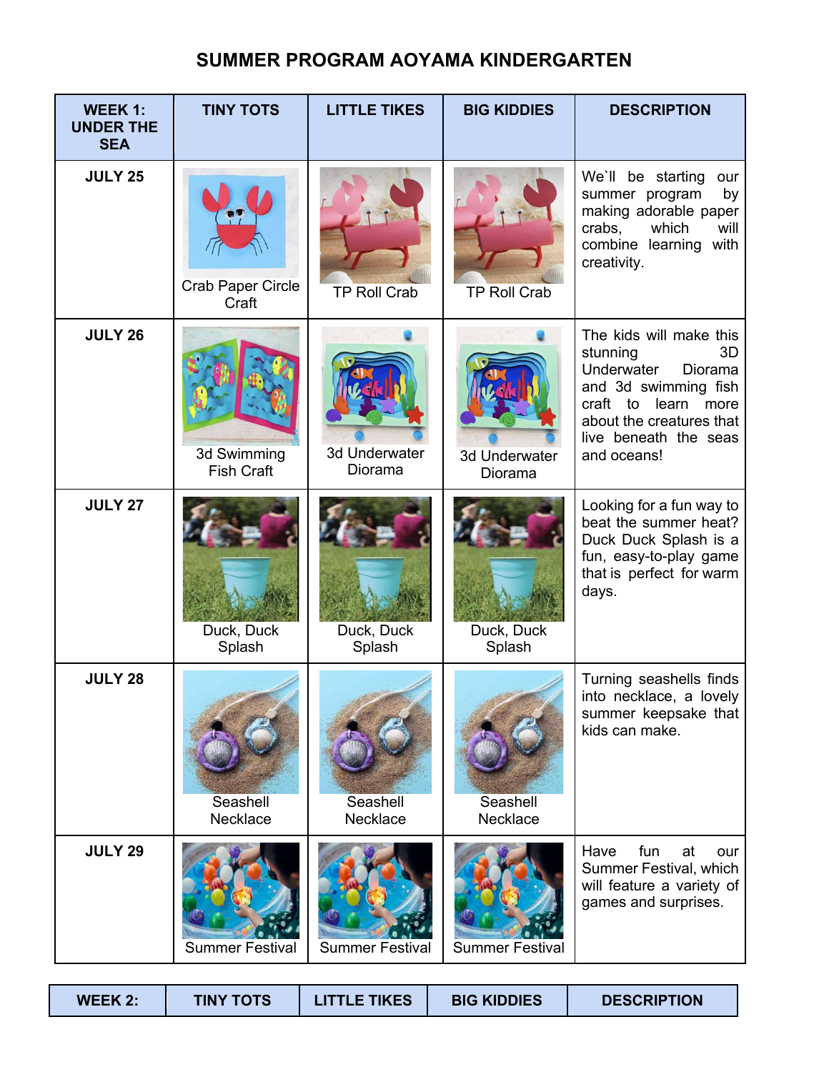# SUMMER PROGRAM AOYAMA KINDERGARTEN

| WEEK 1: UNDER THE SEA | TINY TOTS | LITTLE TIKES | BIG KIDDIES | DESCRIPTION |
|---|---|---|---|---|
| JULY 25 | Crab Paper Circle Craft | TP Roll Crab | TP Roll Crab | We`ll be starting our summer program by making adorable paper crabs, which will combine learning with creativity. |
| JULY 26 | 3d Swimming Fish Craft | 3d Underwater Diorama | 3d Underwater Diorama | The kids will make this stunning 3D Underwater Diorama and 3d swimming fish craft to learn more about the creatures that live beneath the seas and oceans! |
| JULY 27 | Duck, Duck Splash | Duck, Duck Splash | Duck, Duck Splash | Looking for a fun way to beat the summer heat? Duck Duck Splash is a fun, easy-to-play game that is perfect for warm days. |
| JULY 28 | Seashell Necklace | Seashell Necklace | Seashell Necklace | Turning seashells finds into necklace, a lovely summer keepsake that kids can make. |
| JULY 29 | Summer Festival | Summer Festival | Summer Festival | Have fun at our Summer Festival, which will feature a variety of games and surprises. |

| WEEK 2: | TINY TOTS | LITTLE TIKES | BIG KIDDIES | DESCRIPTION |
|---|---|---|---|---|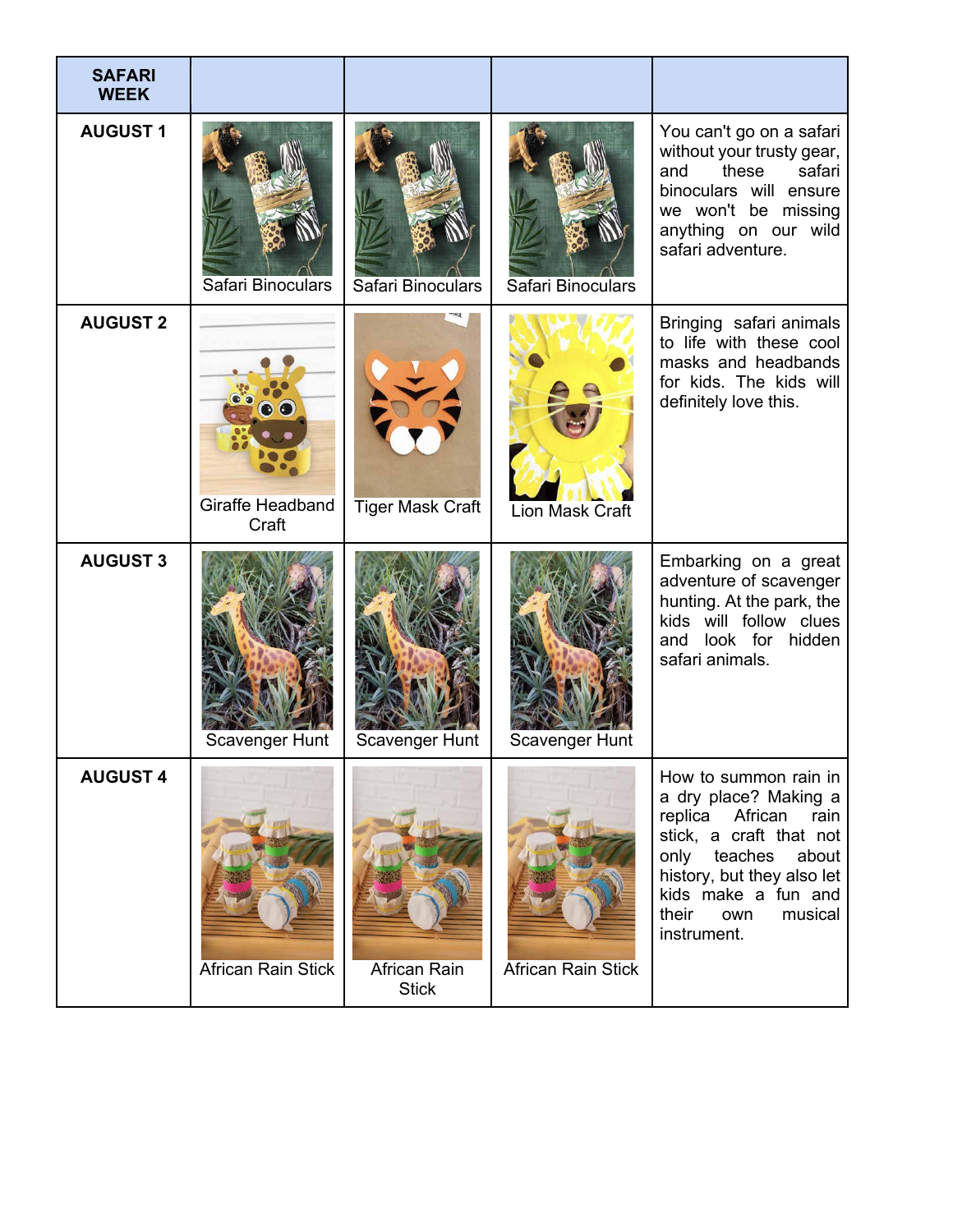| SAFARI WEEK | | | | |
|---|---|---|---|---|
| AUGUST 1 | Safari Binoculars | Safari Binoculars | Safari Binoculars | You can't go on a safari without your trusty gear, and these safari binoculars will ensure we won't be missing anything on our wild safari adventure. |
| AUGUST 2 | Giraffe Headband Craft | Tiger Mask Craft | Lion Mask Craft | Bringing safari animals to life with these cool masks and headbands for kids. The kids will definitely love this. |
| AUGUST 3 | Scavenger Hunt | Scavenger Hunt | Scavenger Hunt | Embarking on a great adventure of scavenger hunting. At the park, the kids will follow clues and look for hidden safari animals. |
| AUGUST 4 | African Rain Stick | African Rain Stick | African Rain Stick | How to summon rain in a dry place? Making a replica African rain stick, a craft that not only teaches about history, but they also let kids make a fun and their own musical instrument. |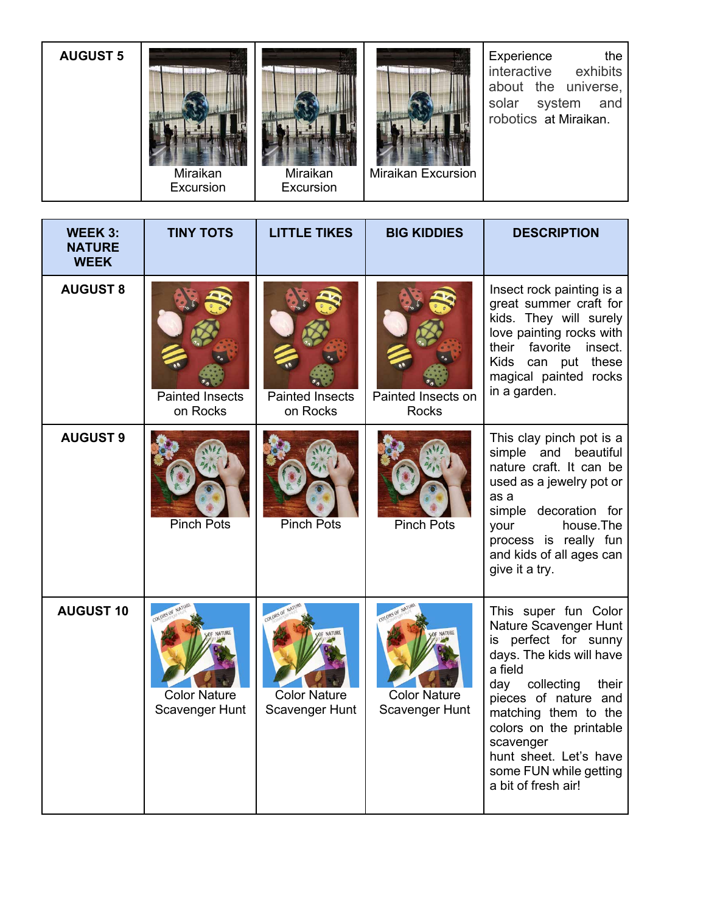| AUGUST 5 | Miraikan Excursion | Miraikan Excursion | Miraikan Excursion | Experience the interactive exhibits about the universe, solar system and robotics at Miraikan. |
|---|---|---|---|---|

| WEEK 3: NATURE WEEK | TINY TOTS | LITTLE TIKES | BIG KIDDIES | DESCRIPTION |
|---|---|---|---|---|
| AUGUST 8 | Painted Insects on Rocks | Painted Insects on Rocks | Painted Insects on Rocks | Insect rock painting is a great summer craft for kids. They will surely love painting rocks with their favorite insect. Kids can put these magical painted rocks in a garden. |
| AUGUST 9 | Pinch Pots | Pinch Pots | Pinch Pots | This clay pinch pot is a simple and beautiful nature craft. It can be used as a jewelry pot or as a simple decoration for your house.The process is really fun and kids of all ages can give it a try. |
| AUGUST 10 | Color Nature Scavenger Hunt | Color Nature Scavenger Hunt | Color Nature Scavenger Hunt | This super fun Color Nature Scavenger Hunt is perfect for sunny days. The kids will have a field day collecting their pieces of nature and matching them to the colors on the printable scavenger hunt sheet. Let's have some FUN while getting a bit of fresh air! |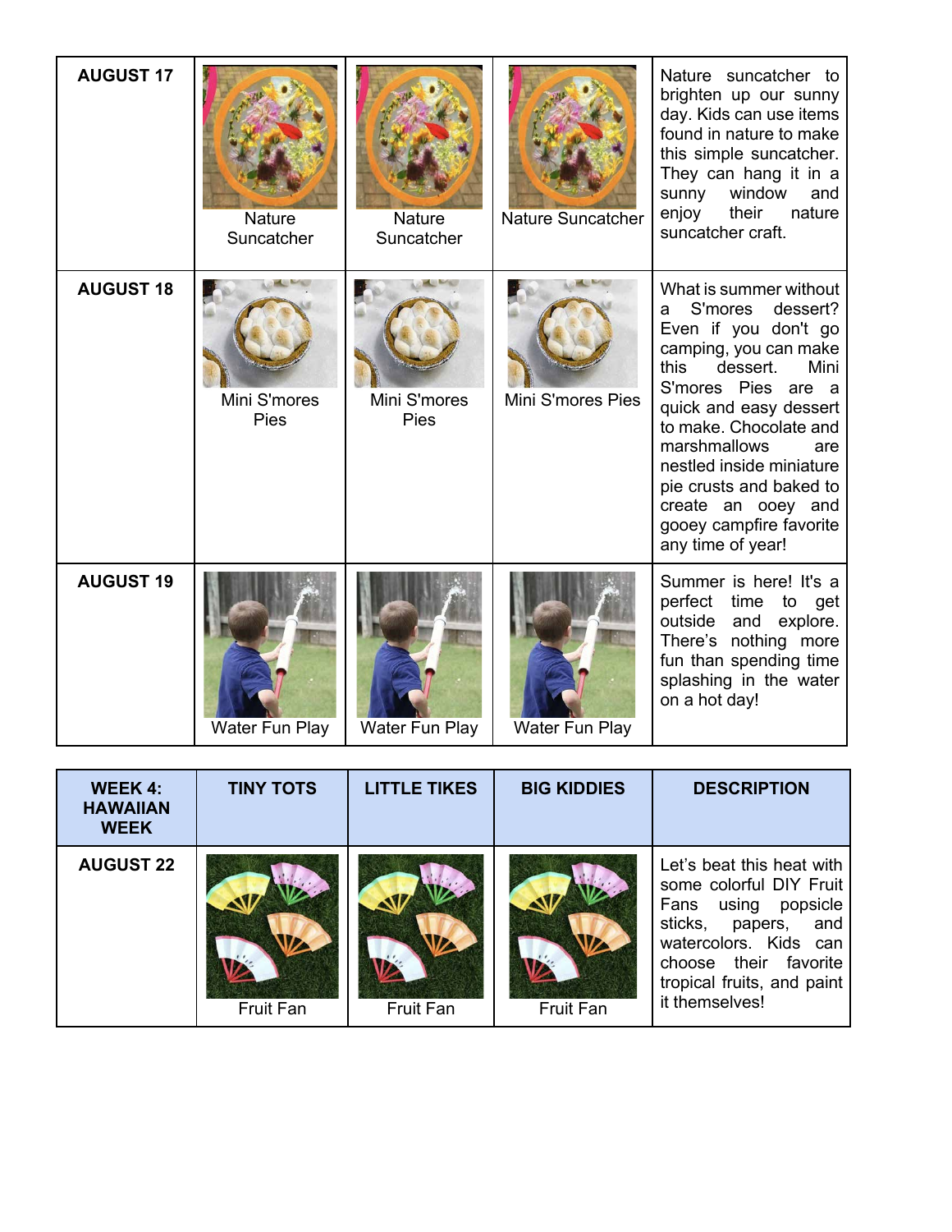| AUGUST 17 | Nature Suncatcher | Nature Suncatcher | Nature Suncatcher | Nature suncatcher to brighten up our sunny day. Kids can use items found in nature to make this simple suncatcher. They can hang it in a sunny window and enjoy their nature suncatcher craft. |
|---|---|---|---|---|
| **AUGUST 18** | Mini S'mores Pies | Mini S'mores Pies | Mini S'mores Pies | What is summer without a S'mores dessert? Even if you don't go camping, you can make this dessert. Mini S'mores Pies are a quick and easy dessert to make. Chocolate and marshmallows are nestled inside miniature pie crusts and baked to create an ooey and gooey campfire favorite any time of year! |
| **AUGUST 19** | Water Fun Play | Water Fun Play | Water Fun Play | Summer is here! It's a perfect time to get outside and explore. There's nothing more fun than spending time splashing in the water on a hot day! |

| WEEK 4: HAWAIIAN WEEK | TINY TOTS | LITTLE TIKES | BIG KIDDIES | DESCRIPTION |
|---|---|---|---|---|
| **AUGUST 22** | Fruit Fan | Fruit Fan | Fruit Fan | Let's beat this heat with some colorful DIY Fruit Fans using popsicle sticks, papers, and watercolors. Kids can choose their favorite tropical fruits, and paint it themselves! |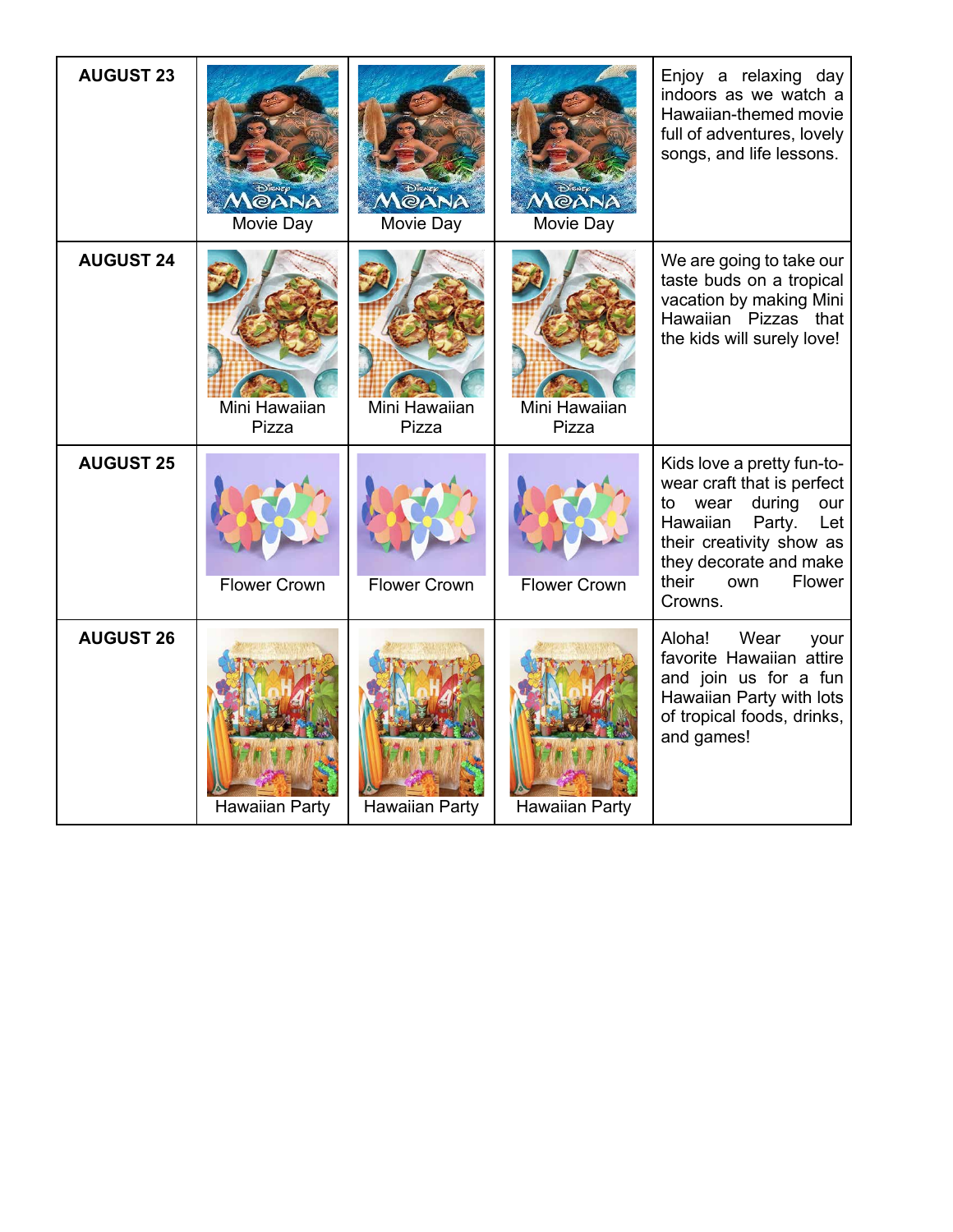| | | | | |
|---|---|---|---|---|
| **AUGUST 23** | Movie Day | Movie Day | Movie Day | Enjoy a relaxing day indoors as we watch a Hawaiian-themed movie full of adventures, lovely songs, and life lessons. |
| **AUGUST 24** | Mini Hawaiian Pizza | Mini Hawaiian Pizza | Mini Hawaiian Pizza | We are going to take our taste buds on a tropical vacation by making Mini Hawaiian Pizzas that the kids will surely love! |
| **AUGUST 25** | Flower Crown | Flower Crown | Flower Crown | Kids love a pretty fun-to-wear craft that is perfect to wear during our Hawaiian Party. Let their creativity show as they decorate and make their own Flower Crowns. |
| **AUGUST 26** | Hawaiian Party | Hawaiian Party | Hawaiian Party | Aloha! Wear your favorite Hawaiian attire and join us for a fun Hawaiian Party with lots of tropical foods, drinks, and games! |